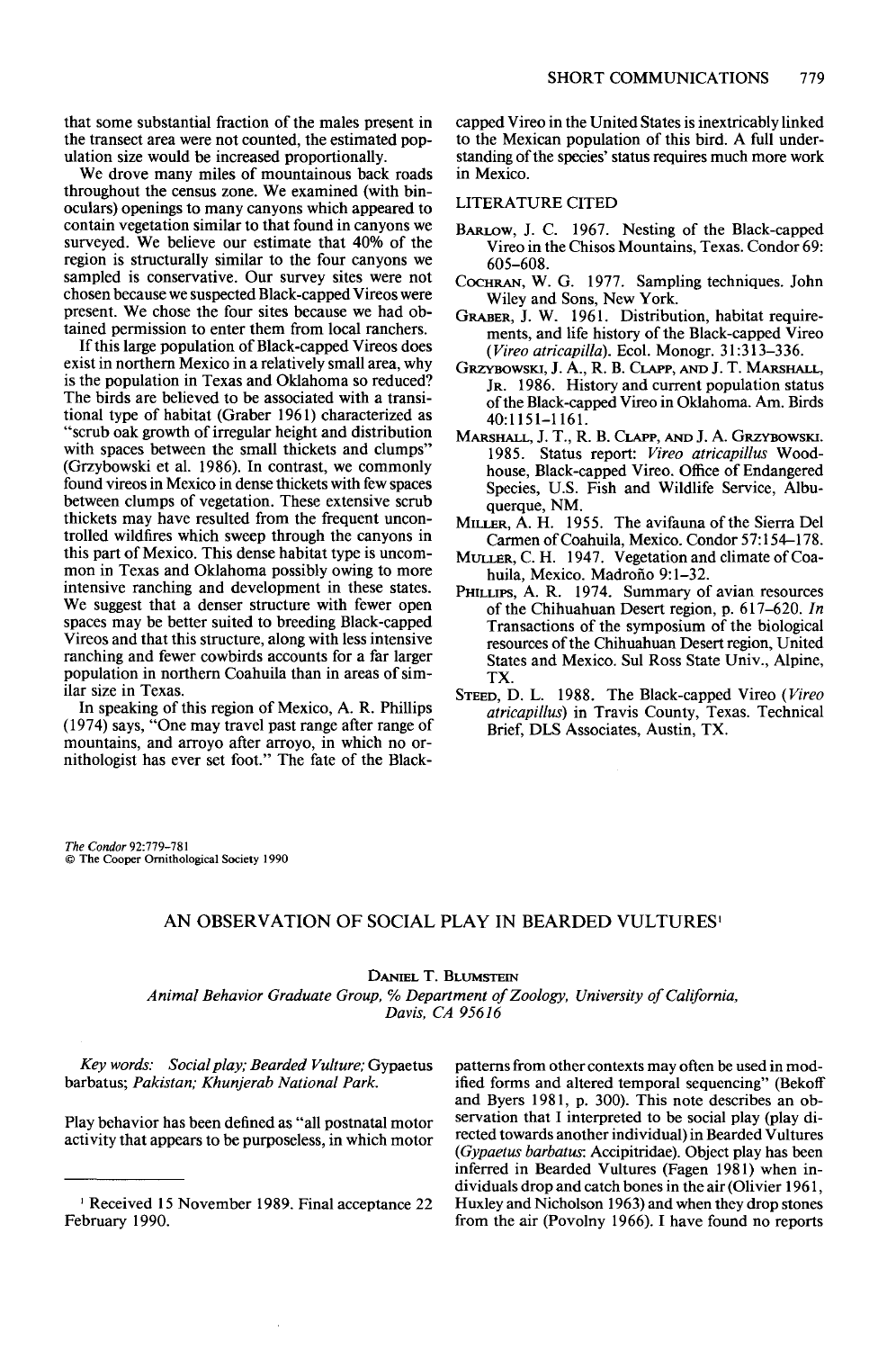that some substantial fraction of the males present in the transect area were not counted, the estimated population size would be increased proportionally.

We drove many miles of mountainous back roads throughout the census zone. We examined (with binoculars) openings to many canyons which appeared to contain vegetation similar to that found in canyons we surveyed. We believe our estimate that 40% of the region is structurally similar to the four canyons we sampled is conservative. Our survey sites were not chosen because we suspected Black-capped Vireos were present. We chose the four sites because we had obtained permission to enter them from local ranchers.

If this large population of Black-capped Vireos does exist in northern Mexico in a relatively small area, why is the population in Texas and Oklahoma so reduced? The birds are believed to be associated with a transitional type of habitat (Graber 1961) characterized as "scrub oak growth of irregular height and distribution with spaces between the small thickets and clumps" (Grzybowski et al. 1986). In contrast, we commonly found vireos in Mexico in dense thickets with few spaces between clumps of vegetation. These extensive scrub thickets may have resulted from the frequent uncontrolled wildfires which sweep through the canyons in this part of Mexico. This dense habitat type is uncommon in Texas and Oklahoma possibly owing to more intensive ranching and development in these states. We suggest that a denser structure with fewer open spaces may be better suited to breeding Black-capped Vireos and that this structure, along with less intensive ranching and fewer cowbirds accounts for a far larger population in northern Coahuila than in areas of similar size in Texas.

In speaking of this region of Mexico, A. R. Phillips (1974) says, "One may travel past range after range of mountains, and arroyo after arroyo, in which no ornithologist has ever set foot." The fate of the Black-capped Vireo in the United States is inextricably linked to the Mexican population of this bird. A full understanding of the species' status requires much more work in Mexico.

## LITERATURE CITED

Barlow, J. C. 1967. Nesting of the Black-capped Vireo in the Chisos Mountains, Texas. Condor 69: 605–608.

Cochran, W. G. 1977. Sampling techniques. John Wiley and Sons, New York.

Graber, J. W. 1961. Distribution, habitat requirements, and life history of the Black-capped Vireo (*Vireo atricapilla*). Ecol. Monogr. 31:313–336.

Grzybowski, J. A., R. B. Clapp, and J. T. Marshall, Jr. 1986. History and current population status of the Black-capped Vireo in Oklahoma. Am. Birds 40:1151–1161.

Marshall, J. T., R. B. Clapp, and J. A. Grzybowski. 1985. Status report: *Vireo atricapillus* Woodhouse, Black-capped Vireo. Office of Endangered Species, U.S. Fish and Wildlife Service, Albuquerque, NM.

Miller, A. H. 1955. The avifauna of the Sierra Del Carmen of Coahuila, Mexico. Condor 57:154–178.

Muller, C. H. 1947. Vegetation and climate of Coahuila, Mexico. Madroño 9:1–32.

Phillips, A. R. 1974. Summary of avian resources of the Chihuahuan Desert region, p. 617–620. *In* Transactions of the symposium of the biological resources of the Chihuahuan Desert region, United States and Mexico. Sul Ross State Univ., Alpine, TX.

Steed, D. L. 1988. The Black-capped Vireo (*Vireo atricapillus*) in Travis County, Texas. Technical Brief, DLS Associates, Austin, TX.

*The Condor* 92:779–781
© The Cooper Ornithological Society 1990

# AN OBSERVATION OF SOCIAL PLAY IN BEARDED VULTURES[1]

Daniel T. Blumstein

*Animal Behavior Graduate Group, % Department of Zoology, University of California, Davis, CA 95616*

*Key words: Social play; Bearded Vulture;* Gypaetus barbatus; *Pakistan; Khunjerab National Park.*

Play behavior has been defined as "all postnatal motor activity that appears to be purposeless, in which motor patterns from other contexts may often be used in modified forms and altered temporal sequencing" (Bekoff and Byers 1981, p. 300). This note describes an observation that I interpreted to be social play (play directed towards another individual) in Bearded Vultures (*Gypaetus barbatus*: Accipitridae). Object play has been inferred in Bearded Vultures (Fagen 1981) when individuals drop and catch bones in the air (Olivier 1961, Huxley and Nicholson 1963) and when they drop stones from the air (Povolny 1966). I have found no reports

[1] Received 15 November 1989. Final acceptance 22 February 1990.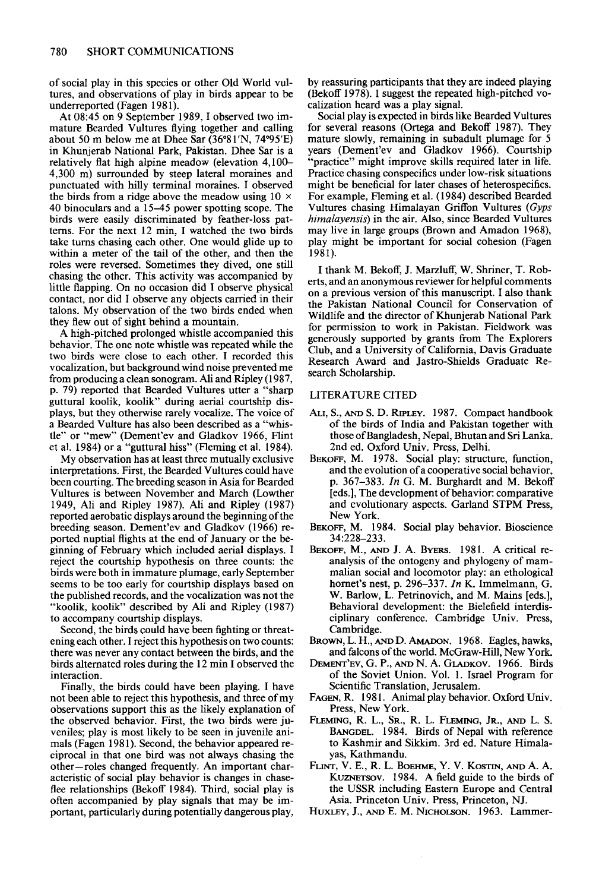of social play in this species or other Old World vultures, and observations of play in birds appear to be underreported (Fagen 1981).

At 08:45 on 9 September 1989, I observed two immature Bearded Vultures flying together and calling about 50 m below me at Dhee Sar (36°81'N, 74°95'E) in Khunjerab National Park, Pakistan. Dhee Sar is a relatively flat high alpine meadow (elevation 4,100–4,300 m) surrounded by steep lateral moraines and punctuated with hilly terminal moraines. I observed the birds from a ridge above the meadow using 10 × 40 binoculars and a 15–45 power spotting scope. The birds were easily discriminated by feather-loss patterns. For the next 12 min, I watched the two birds take turns chasing each other. One would glide up to within a meter of the tail of the other, and then the roles were reversed. Sometimes they dived, one still chasing the other. This activity was accompanied by little flapping. On no occasion did I observe physical contact, nor did I observe any objects carried in their talons. My observation of the two birds ended when they flew out of sight behind a mountain.

A high-pitched prolonged whistle accompanied this behavior. The one note whistle was repeated while the two birds were close to each other. I recorded this vocalization, but background wind noise prevented me from producing a clean sonogram. Ali and Ripley (1987, p. 79) reported that Bearded Vultures utter a "sharp guttural koolik, koolik" during aerial courtship displays, but they otherwise rarely vocalize. The voice of a Bearded Vulture has also been described as a "whistle" or "mew" (Dement'ev and Gladkov 1966, Flint et al. 1984) or a "guttural hiss" (Fleming et al. 1984).

My observation has at least three mutually exclusive interpretations. First, the Bearded Vultures could have been courting. The breeding season in Asia for Bearded Vultures is between November and March (Lowther 1949, Ali and Ripley 1987). Ali and Ripley (1987) reported aerobatic displays around the beginning of the breeding season. Dement'ev and Gladkov (1966) reported nuptial flights at the end of January or the beginning of February which included aerial displays. I reject the courtship hypothesis on three counts: the birds were both in immature plumage, early September seems to be too early for courtship displays based on the published records, and the vocalization was not the "koolik, koolik" described by Ali and Ripley (1987) to accompany courtship displays.

Second, the birds could have been fighting or threatening each other. I reject this hypothesis on two counts: there was never any contact between the birds, and the birds alternated roles during the 12 min I observed the interaction.

Finally, the birds could have been playing. I have not been able to reject this hypothesis, and three of my observations support this as the likely explanation of the observed behavior. First, the two birds were juveniles; play is most likely to be seen in juvenile animals (Fagen 1981). Second, the behavior appeared reciprocal in that one bird was not always chasing the other—roles changed frequently. An important characteristic of social play behavior is changes in chase-flee relationships (Bekoff 1984). Third, social play is often accompanied by play signals that may be important, particularly during potentially dangerous play, by reassuring participants that they are indeed playing (Bekoff 1978). I suggest the repeated high-pitched vocalization heard was a play signal.

Social play is expected in birds like Bearded Vultures for several reasons (Ortega and Bekoff 1987). They mature slowly, remaining in subadult plumage for 5 years (Dement'ev and Gladkov 1966). Courtship "practice" might improve skills required later in life. Practice chasing conspecifics under low-risk situations might be beneficial for later chases of heterospecifics. For example, Fleming et al. (1984) described Bearded Vultures chasing Himalayan Griffon Vultures (*Gyps himalayensis*) in the air. Also, since Bearded Vultures may live in large groups (Brown and Amadon 1968), play might be important for social cohesion (Fagen 1981).

I thank M. Bekoff, J. Marzluff, W. Shriner, T. Roberts, and an anonymous reviewer for helpful comments on a previous version of this manuscript. I also thank the Pakistan National Council for Conservation of Wildlife and the director of Khunjerab National Park for permission to work in Pakistan. Fieldwork was generously supported by grants from The Explorers Club, and a University of California, Davis Graduate Research Award and Jastro-Shields Graduate Research Scholarship.

## LITERATURE CITED

ALI, S., AND S. D. RIPLEY. 1987. Compact handbook of the birds of India and Pakistan together with those of Bangladesh, Nepal, Bhutan and Sri Lanka. 2nd ed. Oxford Univ. Press, Delhi.

BEKOFF, M. 1978. Social play: structure, function, and the evolution of a cooperative social behavior, p. 367–383. *In* G. M. Burghardt and M. Bekoff [eds.], The development of behavior: comparative and evolutionary aspects. Garland STPM Press, New York.

BEKOFF, M. 1984. Social play behavior. Bioscience 34:228–233.

BEKOFF, M., AND J. A. BYERS. 1981. A critical reanalysis of the ontogeny and phylogeny of mammalian social and locomotor play: an ethological hornet's nest, p. 296–337. *In* K. Immelmann, G. W. Barlow, L. Petrinovich, and M. Mains [eds.], Behavioral development: the Bielefield interdisciplinary conference. Cambridge Univ. Press, Cambridge.

BROWN, L. H., AND D. AMADON. 1968. Eagles, hawks, and falcons of the world. McGraw-Hill, New York.

DEMENT'EV, G. P., AND N. A. GLADKOV. 1966. Birds of the Soviet Union. Vol. 1. Israel Program for Scientific Translation, Jerusalem.

FAGEN, R. 1981. Animal play behavior. Oxford Univ. Press, New York.

FLEMING, R. L., SR., R. L. FLEMING, JR., AND L. S. BANGDEL. 1984. Birds of Nepal with reference to Kashmir and Sikkim. 3rd ed. Nature Himalayas, Kathmandu.

FLINT, V. E., R. L. BOEHME, Y. V. KOSTIN, AND A. A. KUZNETSOV. 1984. A field guide to the birds of the USSR including Eastern Europe and Central Asia. Princeton Univ. Press, Princeton, NJ.

HUXLEY, J., AND E. M. NICHOLSON. 1963. Lammer-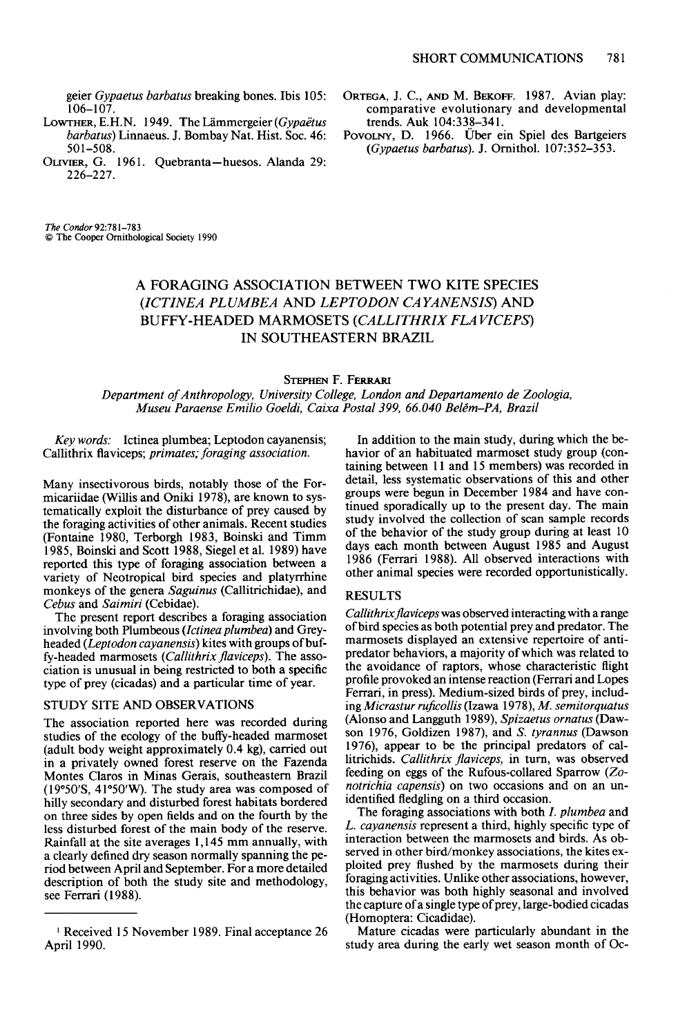geier *Gypaetus barbatus* breaking bones. Ibis 105: 106–107.

Lowther, E.H.N. 1949. The Lämmergeier (*Gypaëtus barbatus*) Linnaeus. J. Bombay Nat. Hist. Soc. 46: 501–508.

Olivier, G. 1961. Quebranta–huesos. Alanda 29: 226–227.

Ortega, J. C., and M. Bekoff. 1987. Avian play: comparative evolutionary and developmental trends. Auk 104:338–341.

Povolny, D. 1966. Über ein Spiel des Bartgeiers (*Gypaetus barbatus*). J. Ornithol. 107:352–353.

The Condor 92:781–783
© The Cooper Ornithological Society 1990

# A FORAGING ASSOCIATION BETWEEN TWO KITE SPECIES (*ICTINEA PLUMBEA* AND *LEPTODON CAYANENSIS*) AND BUFFY-HEADED MARMOSETS (*CALLITHRIX FLAVICEPS*) IN SOUTHEASTERN BRAZIL

Stephen F. Ferrari

*Department of Anthropology, University College, London and Departamento de Zoologia, Museu Paraense Emilio Goeldi, Caixa Postal 399, 66.040 Belém–PA, Brazil*

*Key words:* Ictinea plumbea; Leptodon cayanensis; Callithrix flaviceps; *primates; foraging association.*

Many insectivorous birds, notably those of the Formicariidae (Willis and Oniki 1978), are known to systematically exploit the disturbance of prey caused by the foraging activities of other animals. Recent studies (Fontaine 1980, Terborgh 1983, Boinski and Timm 1985, Boinski and Scott 1988, Siegel et al. 1989) have reported this type of foraging association between a variety of Neotropical bird species and platyrrhine monkeys of the genera *Saguinus* (Callitrichidae), and *Cebus* and *Saimiri* (Cebidae).

The present report describes a foraging association involving both Plumbeous (*Ictinea plumbea*) and Grey-headed (*Leptodon cayanensis*) kites with groups of buffy-headed marmosets (*Callithrix flaviceps*). The association is unusual in being restricted to both a specific type of prey (cicadas) and a particular time of year.

## STUDY SITE AND OBSERVATIONS

The association reported here was recorded during studies of the ecology of the buffy-headed marmoset (adult body weight approximately 0.4 kg), carried out in a privately owned forest reserve on the Fazenda Montes Claros in Minas Gerais, southeastern Brazil (19°50′S, 41°50′W). The study area was composed of hilly secondary and disturbed forest habitats bordered on three sides by open fields and on the fourth by the less disturbed forest of the main body of the reserve. Rainfall at the site averages 1,145 mm annually, with a clearly defined dry season normally spanning the period between April and September. For a more detailed description of both the study site and methodology, see Ferrari (1988).

In addition to the main study, during which the behavior of an habituated marmoset study group (containing between 11 and 15 members) was recorded in detail, less systematic observations of this and other groups were begun in December 1984 and have continued sporadically up to the present day. The main study involved the collection of scan sample records of the behavior of the study group during at least 10 days each month between August 1985 and August 1986 (Ferrari 1988). All observed interactions with other animal species were recorded opportunistically.

## RESULTS

*Callithrix flaviceps* was observed interacting with a range of bird species as both potential prey and predator. The marmosets displayed an extensive repertoire of anti-predator behaviors, a majority of which was related to the avoidance of raptors, whose characteristic flight profile provoked an intense reaction (Ferrari and Lopes Ferrari, in press). Medium-sized birds of prey, including *Micrastur ruficollis* (Izawa 1978), *M. semitorquatus* (Alonso and Langguth 1989), *Spizaetus ornatus* (Dawson 1976, Goldizen 1987), and *S. tyrannus* (Dawson 1976), appear to be the principal predators of callitrichids. *Callithrix flaviceps*, in turn, was observed feeding on eggs of the Rufous-collared Sparrow (*Zonotrichia capensis*) on two occasions and on an unidentified fledgling on a third occasion.

The foraging associations with both *I. plumbea* and *L. cayanensis* represent a third, highly specific type of interaction between the marmosets and birds. As observed in other bird/monkey associations, the kites exploited prey flushed by the marmosets during their foraging activities. Unlike other associations, however, this behavior was both highly seasonal and involved the capture of a single type of prey, large-bodied cicadas (Homoptera: Cicadidae).

Mature cicadas were particularly abundant in the study area during the early wet season month of Oc-

[1] Received 15 November 1989. Final acceptance 26 April 1990.